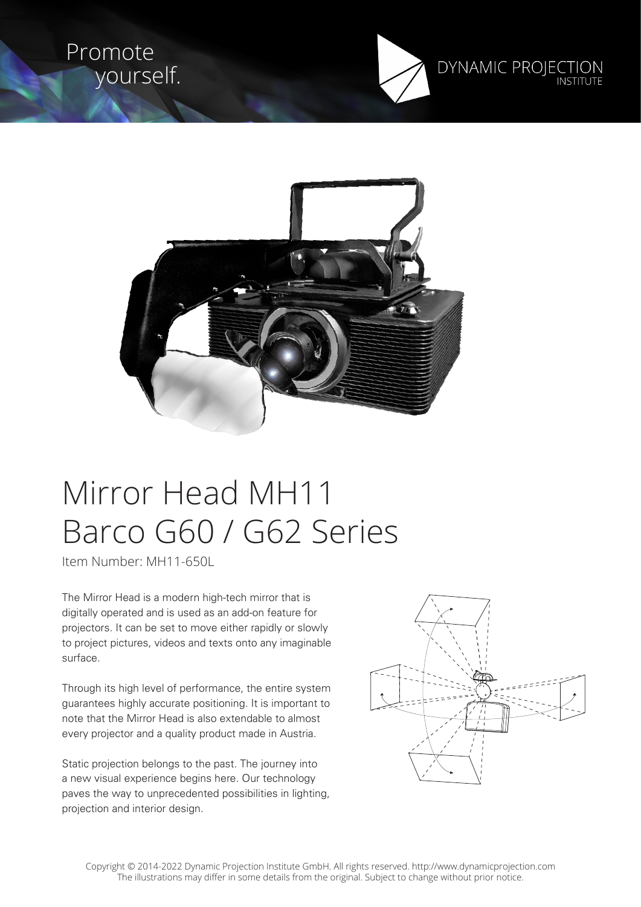Promote yourself.

DYNAMIC PROJECTION INSTITUTE

# Mirror Head MH11
# Barco G60 / G62 Series

Item Number: MH11-650L

The Mirror Head is a modern high-tech mirror that is digitally operated and is used as an add-on feature for projectors. It can be set to move either rapidly or slowly to project pictures, videos and texts onto any imaginable surface.

Through its high level of performance, the entire system guarantees highly accurate positioning. It is important to note that the Mirror Head is also extendable to almost every projector and a quality product made in Austria.

Static projection belongs to the past. The journey into a new visual experience begins here. Our technology paves the way to unprecedented possibilities in lighting, projection and interior design.

Copyright © 2014-2022 Dynamic Projection Institute GmbH. All rights reserved. http://www.dynamicprojection.com
The illustrations may differ in some details from the original. Subject to change without prior notice.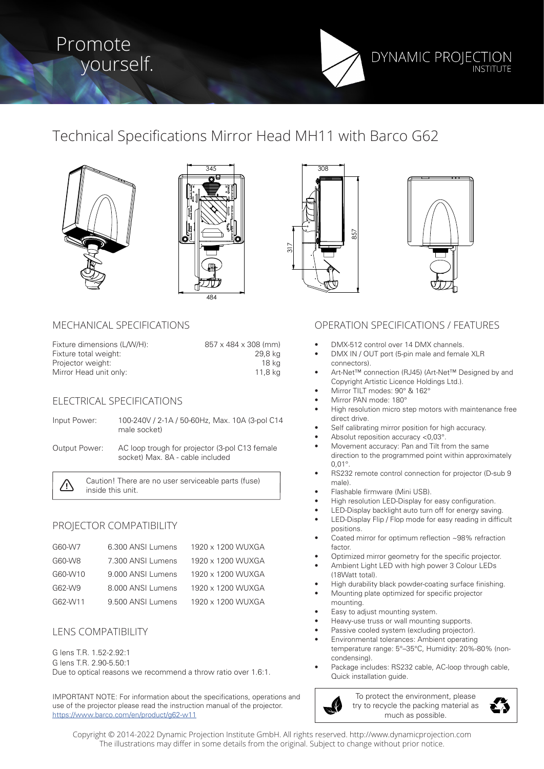Promote yourself.

DYNAMIC PROJECTION INSTITUTE

# Technical Specifications Mirror Head MH11 with Barco G62

345

484

308

317

857

## MECHANICAL SPECIFICATIONS

| | |
|---|---|
| Fixture dimensions (L/W/H): | 857 x 484 x 308 (mm) |
| Fixture total weight: | 29,8 kg |
| Projector weight: | 18 kg |
| Mirror Head unit only: | 11,8 kg |

## ELECTRICAL SPECIFICATIONS

| | |
|---|---|
| Input Power: | 100-240V / 2-1A / 50-60Hz, Max. 10A (3-pol C14 male socket) |
| Output Power: | AC loop trough for projector (3-pol C13 female socket) Max. 8A - cable included |

⚠ Caution! There are no user serviceable parts (fuse) inside this unit.

## PROJECTOR COMPATIBILITY

| | | |
|---|---|---|
| G60-W7 | 6.300 ANSI Lumens | 1920 x 1200 WUXGA |
| G60-W8 | 7.300 ANSI Lumens | 1920 x 1200 WUXGA |
| G60-W10 | 9.000 ANSI Lumens | 1920 x 1200 WUXGA |
| G62-W9 | 8.000 ANSI Lumens | 1920 x 1200 WUXGA |
| G62-W11 | 9.500 ANSI Lumens | 1920 x 1200 WUXGA |

## LENS COMPATIBILITY

G lens T.R. 1.52-2.92:1
G lens T.R. 2.90-5.50:1
Due to optical reasons we recommend a throw ratio over 1.6:1.

IMPORTANT NOTE: For information about the specifications, operations and use of the projector please read the instruction manual of the projector.
https://www.barco.com/en/product/g62-w11

## OPERATION SPECIFICATIONS / FEATURES

- DMX-512 control over 14 DMX channels.
- DMX IN / OUT port (5-pin male and female XLR connectors).
- Art-Net™ connection (RJ45) (Art-Net™ Designed by and Copyright Artistic Licence Holdings Ltd.).
- Mirror TILT modes: 90° & 162°
- Mirror PAN mode: 180°
- High resolution micro step motors with maintenance free direct drive.
- Self calibrating mirror position for high accuracy.
- Absolut reposition accuracy <0,03°.
- Movement accuracy: Pan and Tilt from the same direction to the programmed point within approximately 0,01°.
- RS232 remote control connection for projector (D-sub 9 male).
- Flashable firmware (Mini USB).
- High resolution LED-Display for easy configuration.
- LED-Display backlight auto turn off for energy saving.
- LED-Display Flip / Flop mode for easy reading in difficult positions.
- Coated mirror for optimum reflection ~98% refraction factor.
- Optimized mirror geometry for the specific projector.
- Ambient Light LED with high power 3 Colour LEDs (18Watt total).
- High durability black powder-coating surface finishing.
- Mounting plate optimized for specific projector mounting.
- Easy to adjust mounting system.
- Heavy-use truss or wall mounting supports.
- Passive cooled system (excluding projector).
- Environmental tolerances: Ambient operating temperature range: 5°–35°C, Humidity: 20%-80% (non-condensing).
- Package includes: RS232 cable, AC-loop through cable, Quick installation guide.

To protect the environment, please try to recycle the packing material as much as possible.

Copyright © 2014-2022 Dynamic Projection Institute GmbH. All rights reserved. http://www.dynamicprojection.com
The illustrations may differ in some details from the original. Subject to change without prior notice.